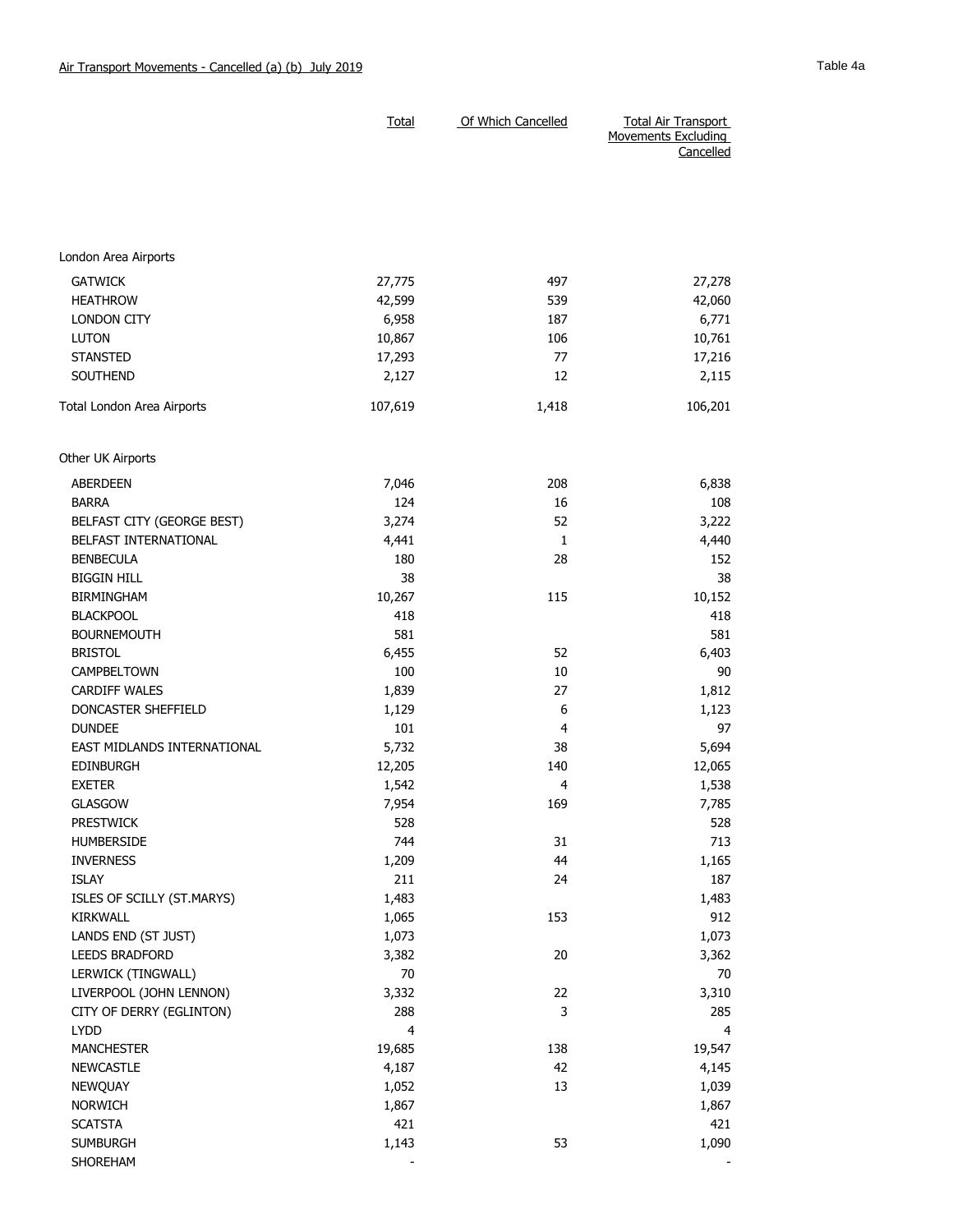Air Transport Movements - Cancelled (a) (b) July 2019

Table 4a

| | Total | Of Which Cancelled | Total Air Transport Movements Excluding Cancelled |
|---|---|---|---|
| London Area Airports | | | |
| GATWICK | 27,775 | 497 | 27,278 |
| HEATHROW | 42,599 | 539 | 42,060 |
| LONDON CITY | 6,958 | 187 | 6,771 |
| LUTON | 10,867 | 106 | 10,761 |
| STANSTED | 17,293 | 77 | 17,216 |
| SOUTHEND | 2,127 | 12 | 2,115 |
| Total London Area Airports | 107,619 | 1,418 | 106,201 |
| Other UK Airports | | | |
| ABERDEEN | 7,046 | 208 | 6,838 |
| BARRA | 124 | 16 | 108 |
| BELFAST CITY (GEORGE BEST) | 3,274 | 52 | 3,222 |
| BELFAST INTERNATIONAL | 4,441 | 1 | 4,440 |
| BENBECULA | 180 | 28 | 152 |
| BIGGIN HILL | 38 | | 38 |
| BIRMINGHAM | 10,267 | 115 | 10,152 |
| BLACKPOOL | 418 | | 418 |
| BOURNEMOUTH | 581 | | 581 |
| BRISTOL | 6,455 | 52 | 6,403 |
| CAMPBELTOWN | 100 | 10 | 90 |
| CARDIFF WALES | 1,839 | 27 | 1,812 |
| DONCASTER SHEFFIELD | 1,129 | 6 | 1,123 |
| DUNDEE | 101 | 4 | 97 |
| EAST MIDLANDS INTERNATIONAL | 5,732 | 38 | 5,694 |
| EDINBURGH | 12,205 | 140 | 12,065 |
| EXETER | 1,542 | 4 | 1,538 |
| GLASGOW | 7,954 | 169 | 7,785 |
| PRESTWICK | 528 | | 528 |
| HUMBERSIDE | 744 | 31 | 713 |
| INVERNESS | 1,209 | 44 | 1,165 |
| ISLAY | 211 | 24 | 187 |
| ISLES OF SCILLY (ST.MARYS) | 1,483 | | 1,483 |
| KIRKWALL | 1,065 | 153 | 912 |
| LANDS END (ST JUST) | 1,073 | | 1,073 |
| LEEDS BRADFORD | 3,382 | 20 | 3,362 |
| LERWICK (TINGWALL) | 70 | | 70 |
| LIVERPOOL (JOHN LENNON) | 3,332 | 22 | 3,310 |
| CITY OF DERRY (EGLINTON) | 288 | 3 | 285 |
| LYDD | 4 | | 4 |
| MANCHESTER | 19,685 | 138 | 19,547 |
| NEWCASTLE | 4,187 | 42 | 4,145 |
| NEWQUAY | 1,052 | 13 | 1,039 |
| NORWICH | 1,867 | | 1,867 |
| SCATSTA | 421 | | 421 |
| SUMBURGH | 1,143 | 53 | 1,090 |
| SHOREHAM | - | | - |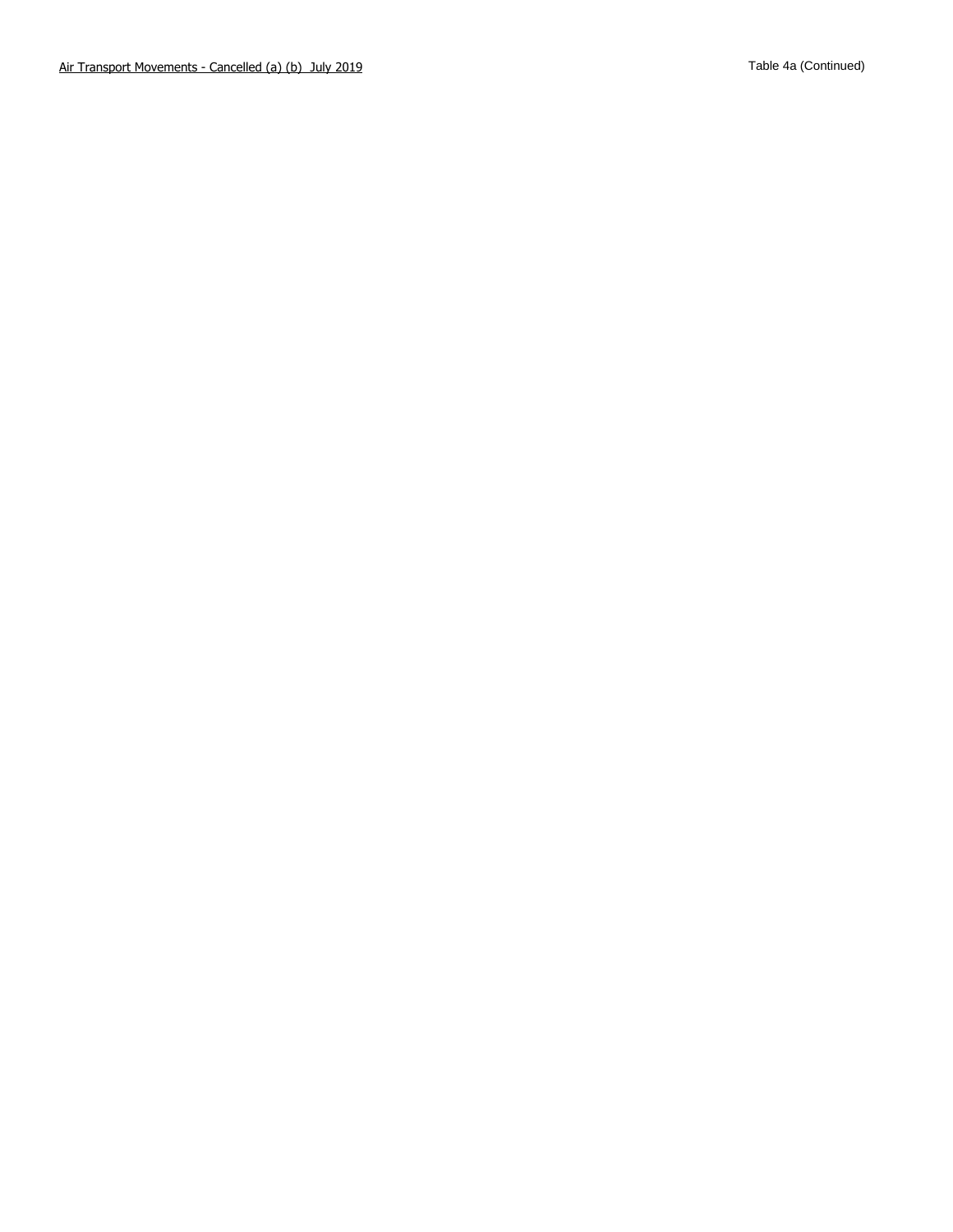Air Transport Movements - Cancelled (a) (b) July 2019

Table 4a (Continued)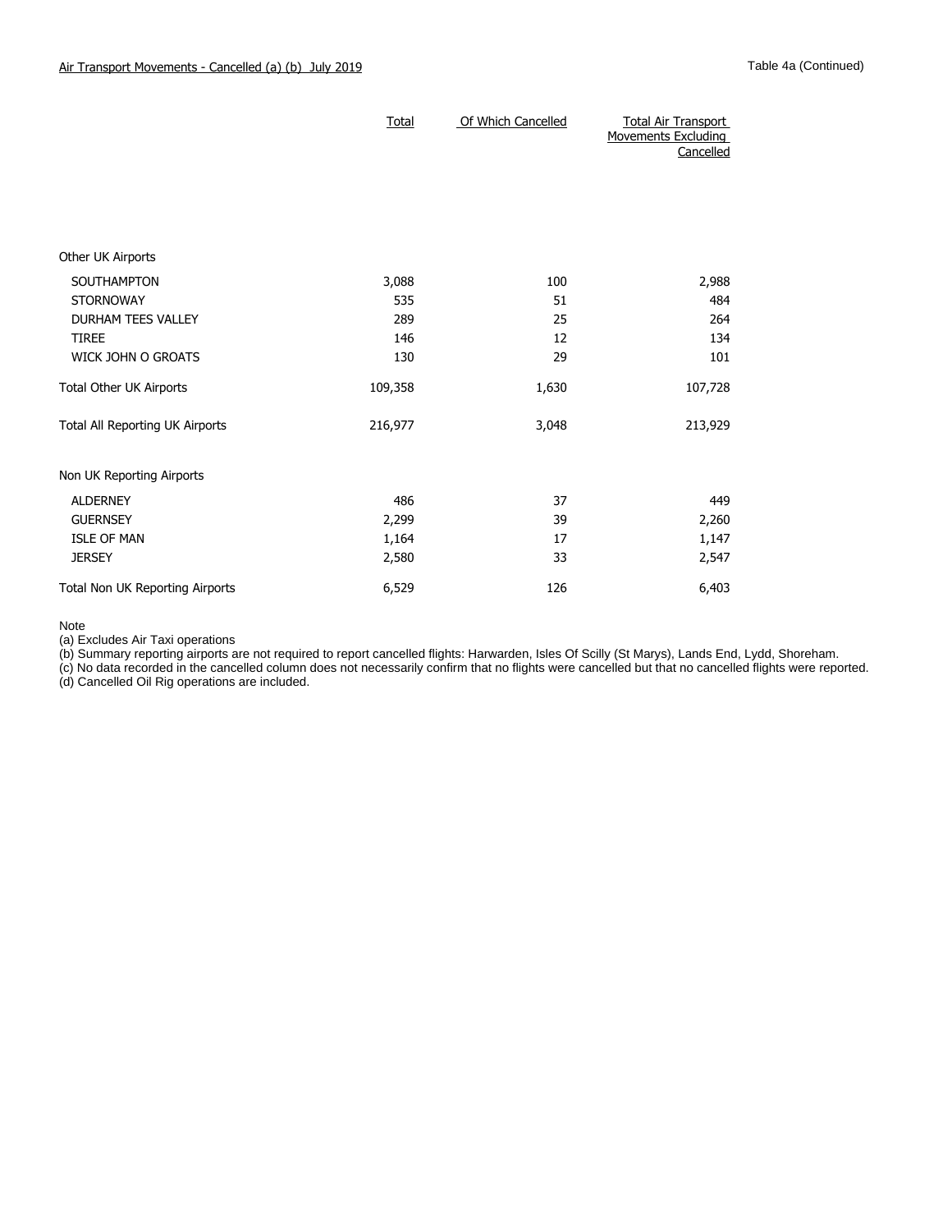Air Transport Movements - Cancelled (a) (b) July 2019

Table 4a (Continued)

| | Total | Of Which Cancelled | Total Air Transport Movements Excluding Cancelled |
|---|---|---|---|
| Other UK Airports | | | |
| SOUTHAMPTON | 3,088 | 100 | 2,988 |
| STORNOWAY | 535 | 51 | 484 |
| DURHAM TEES VALLEY | 289 | 25 | 264 |
| TIREE | 146 | 12 | 134 |
| WICK JOHN O GROATS | 130 | 29 | 101 |
| Total Other UK Airports | 109,358 | 1,630 | 107,728 |
| Total All Reporting UK Airports | 216,977 | 3,048 | 213,929 |
| Non UK Reporting Airports | | | |
| ALDERNEY | 486 | 37 | 449 |
| GUERNSEY | 2,299 | 39 | 2,260 |
| ISLE OF MAN | 1,164 | 17 | 1,147 |
| JERSEY | 2,580 | 33 | 2,547 |
| Total Non UK Reporting Airports | 6,529 | 126 | 6,403 |

Note
(a) Excludes Air Taxi operations
(b) Summary reporting airports are not required to report cancelled flights: Harwarden, Isles Of Scilly (St Marys), Lands End, Lydd, Shoreham.
(c) No data recorded in the cancelled column does not necessarily confirm that no flights were cancelled but that no cancelled flights were reported.
(d) Cancelled Oil Rig operations are included.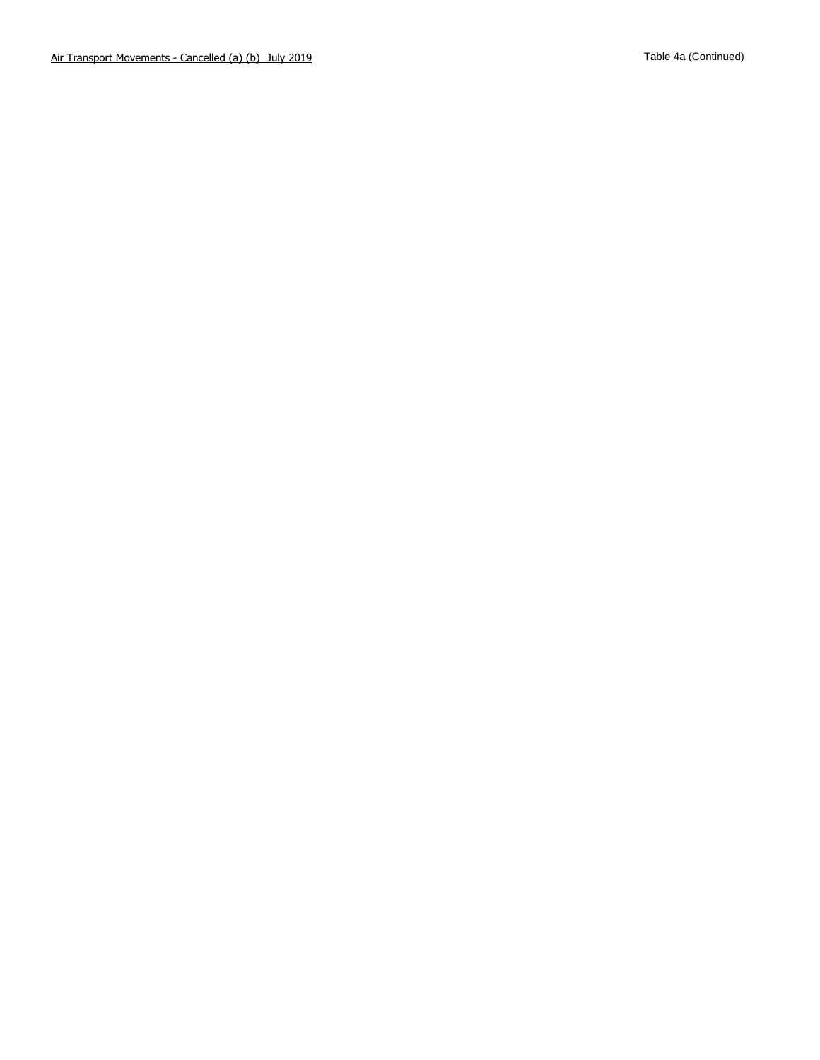Air Transport Movements - Cancelled (a) (b) July 2019

Table 4a (Continued)